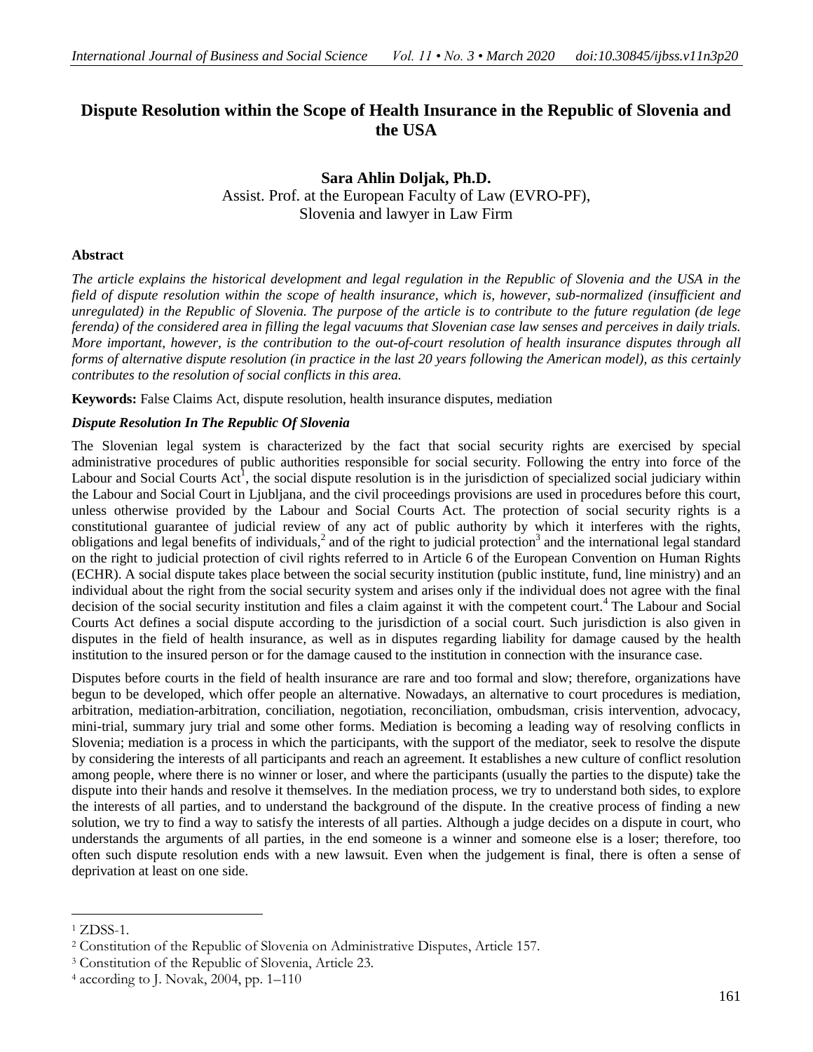# Dispute Resolution within the Scope of Health Insurance in the Republic of Slovenia and the USA

**Sara Ahlin Doljak, Ph.D.**
Assist. Prof. at the European Faculty of Law (EVRO-PF), Slovenia and lawyer in Law Firm

## Abstract

*The article explains the historical development and legal regulation in the Republic of Slovenia and the USA in the field of dispute resolution within the scope of health insurance, which is, however, sub-normalized (insufficient and unregulated) in the Republic of Slovenia. The purpose of the article is to contribute to the future regulation (de lege ferenda) of the considered area in filling the legal vacuums that Slovenian case law senses and perceives in daily trials. More important, however, is the contribution to the out-of-court resolution of health insurance disputes through all forms of alternative dispute resolution (in practice in the last 20 years following the American model), as this certainly contributes to the resolution of social conflicts in this area.*

**Keywords:** False Claims Act, dispute resolution, health insurance disputes, mediation

### *Dispute Resolution In The Republic Of Slovenia*

The Slovenian legal system is characterized by the fact that social security rights are exercised by special administrative procedures of public authorities responsible for social security. Following the entry into force of the Labour and Social Courts Act[1], the social dispute resolution is in the jurisdiction of specialized social judiciary within the Labour and Social Court in Ljubljana, and the civil proceedings provisions are used in procedures before this court, unless otherwise provided by the Labour and Social Courts Act. The protection of social security rights is a constitutional guarantee of judicial review of any act of public authority by which it interferes with the rights, obligations and legal benefits of individuals,[2] and of the right to judicial protection[3] and the international legal standard on the right to judicial protection of civil rights referred to in Article 6 of the European Convention on Human Rights (ECHR). A social dispute takes place between the social security institution (public institute, fund, line ministry) and an individual about the right from the social security system and arises only if the individual does not agree with the final decision of the social security institution and files a claim against it with the competent court.[4] The Labour and Social Courts Act defines a social dispute according to the jurisdiction of a social court. Such jurisdiction is also given in disputes in the field of health insurance, as well as in disputes regarding liability for damage caused by the health institution to the insured person or for the damage caused to the institution in connection with the insurance case.

Disputes before courts in the field of health insurance are rare and too formal and slow; therefore, organizations have begun to be developed, which offer people an alternative. Nowadays, an alternative to court procedures is mediation, arbitration, mediation-arbitration, conciliation, negotiation, reconciliation, ombudsman, crisis intervention, advocacy, mini-trial, summary jury trial and some other forms. Mediation is becoming a leading way of resolving conflicts in Slovenia; mediation is a process in which the participants, with the support of the mediator, seek to resolve the dispute by considering the interests of all participants and reach an agreement. It establishes a new culture of conflict resolution among people, where there is no winner or loser, and where the participants (usually the parties to the dispute) take the dispute into their hands and resolve it themselves. In the mediation process, we try to understand both sides, to explore the interests of all parties, and to understand the background of the dispute. In the creative process of finding a new solution, we try to find a way to satisfy the interests of all parties. Although a judge decides on a dispute in court, who understands the arguments of all parties, in the end someone is a winner and someone else is a loser; therefore, too often such dispute resolution ends with a new lawsuit. Even when the judgement is final, there is often a sense of deprivation at least on one side.

---

[1] ZDSS-1.

[2] Constitution of the Republic of Slovenia on Administrative Disputes, Article 157.

[3] Constitution of the Republic of Slovenia, Article 23.

[4] according to J. Novak, 2004, pp. 1–110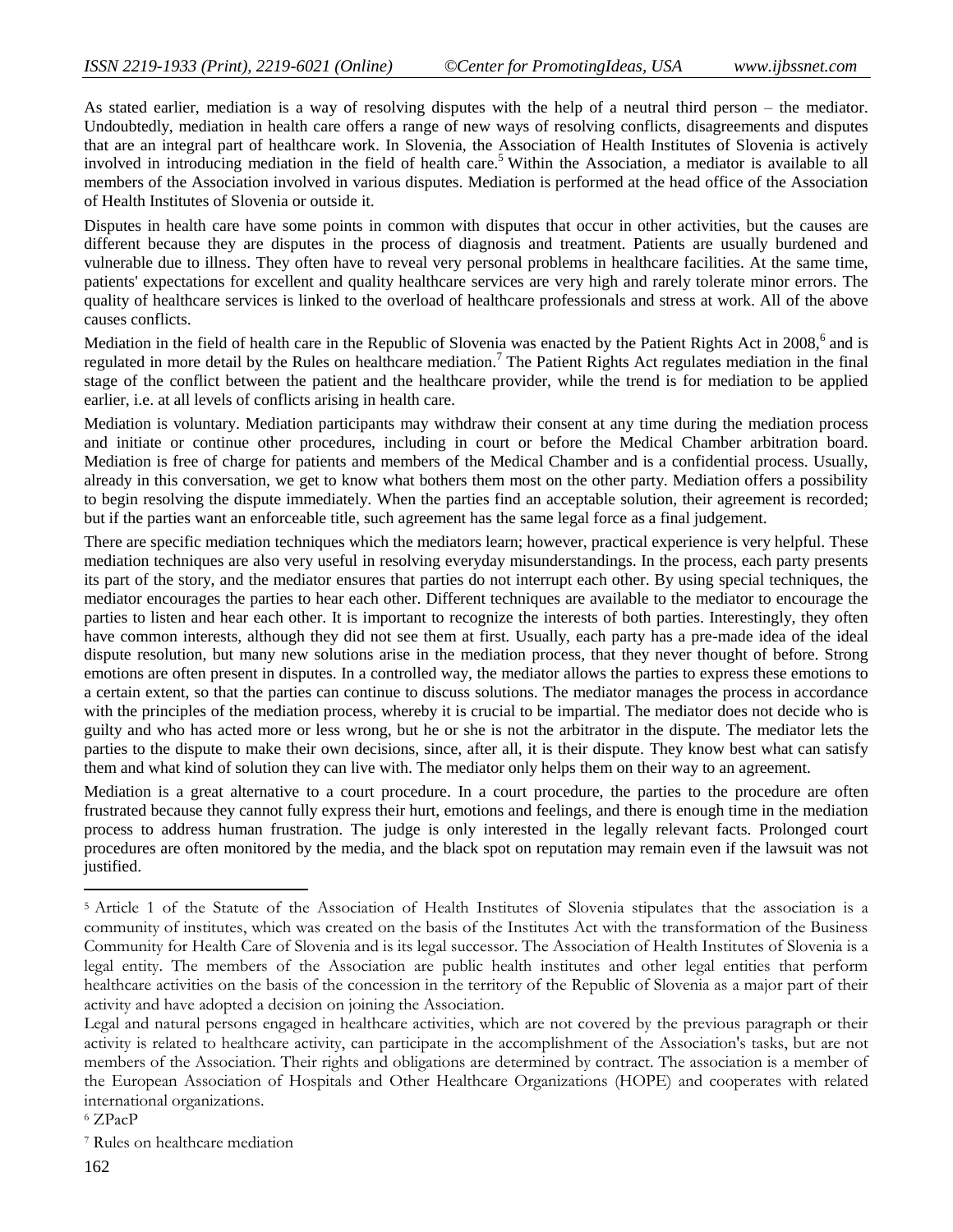As stated earlier, mediation is a way of resolving disputes with the help of a neutral third person – the mediator. Undoubtedly, mediation in health care offers a range of new ways of resolving conflicts, disagreements and disputes that are an integral part of healthcare work. In Slovenia, the Association of Health Institutes of Slovenia is actively involved in introducing mediation in the field of health care.[5] Within the Association, a mediator is available to all members of the Association involved in various disputes. Mediation is performed at the head office of the Association of Health Institutes of Slovenia or outside it.

Disputes in health care have some points in common with disputes that occur in other activities, but the causes are different because they are disputes in the process of diagnosis and treatment. Patients are usually burdened and vulnerable due to illness. They often have to reveal very personal problems in healthcare facilities. At the same time, patients' expectations for excellent and quality healthcare services are very high and rarely tolerate minor errors. The quality of healthcare services is linked to the overload of healthcare professionals and stress at work. All of the above causes conflicts.

Mediation in the field of health care in the Republic of Slovenia was enacted by the Patient Rights Act in 2008,[6] and is regulated in more detail by the Rules on healthcare mediation.[7] The Patient Rights Act regulates mediation in the final stage of the conflict between the patient and the healthcare provider, while the trend is for mediation to be applied earlier, i.e. at all levels of conflicts arising in health care.

Mediation is voluntary. Mediation participants may withdraw their consent at any time during the mediation process and initiate or continue other procedures, including in court or before the Medical Chamber arbitration board. Mediation is free of charge for patients and members of the Medical Chamber and is a confidential process. Usually, already in this conversation, we get to know what bothers them most on the other party. Mediation offers a possibility to begin resolving the dispute immediately. When the parties find an acceptable solution, their agreement is recorded; but if the parties want an enforceable title, such agreement has the same legal force as a final judgement.

There are specific mediation techniques which the mediators learn; however, practical experience is very helpful. These mediation techniques are also very useful in resolving everyday misunderstandings. In the process, each party presents its part of the story, and the mediator ensures that parties do not interrupt each other. By using special techniques, the mediator encourages the parties to hear each other. Different techniques are available to the mediator to encourage the parties to listen and hear each other. It is important to recognize the interests of both parties. Interestingly, they often have common interests, although they did not see them at first. Usually, each party has a pre-made idea of the ideal dispute resolution, but many new solutions arise in the mediation process, that they never thought of before. Strong emotions are often present in disputes. In a controlled way, the mediator allows the parties to express these emotions to a certain extent, so that the parties can continue to discuss solutions. The mediator manages the process in accordance with the principles of the mediation process, whereby it is crucial to be impartial. The mediator does not decide who is guilty and who has acted more or less wrong, but he or she is not the arbitrator in the dispute. The mediator lets the parties to the dispute to make their own decisions, since, after all, it is their dispute. They know best what can satisfy them and what kind of solution they can live with. The mediator only helps them on their way to an agreement.

Mediation is a great alternative to a court procedure. In a court procedure, the parties to the procedure are often frustrated because they cannot fully express their hurt, emotions and feelings, and there is enough time in the mediation process to address human frustration. The judge is only interested in the legally relevant facts. Prolonged court procedures are often monitored by the media, and the black spot on reputation may remain even if the lawsuit was not justified.

---

[5] Article 1 of the Statute of the Association of Health Institutes of Slovenia stipulates that the association is a community of institutes, which was created on the basis of the Institutes Act with the transformation of the Business Community for Health Care of Slovenia and is its legal successor. The Association of Health Institutes of Slovenia is a legal entity. The members of the Association are public health institutes and other legal entities that perform healthcare activities on the basis of the concession in the territory of the Republic of Slovenia as a major part of their activity and have adopted a decision on joining the Association.

Legal and natural persons engaged in healthcare activities, which are not covered by the previous paragraph or their activity is related to healthcare activity, can participate in the accomplishment of the Association's tasks, but are not members of the Association. Their rights and obligations are determined by contract. The association is a member of the European Association of Hospitals and Other Healthcare Organizations (HOPE) and cooperates with related international organizations.

[6] ZPacP

[7] Rules on healthcare mediation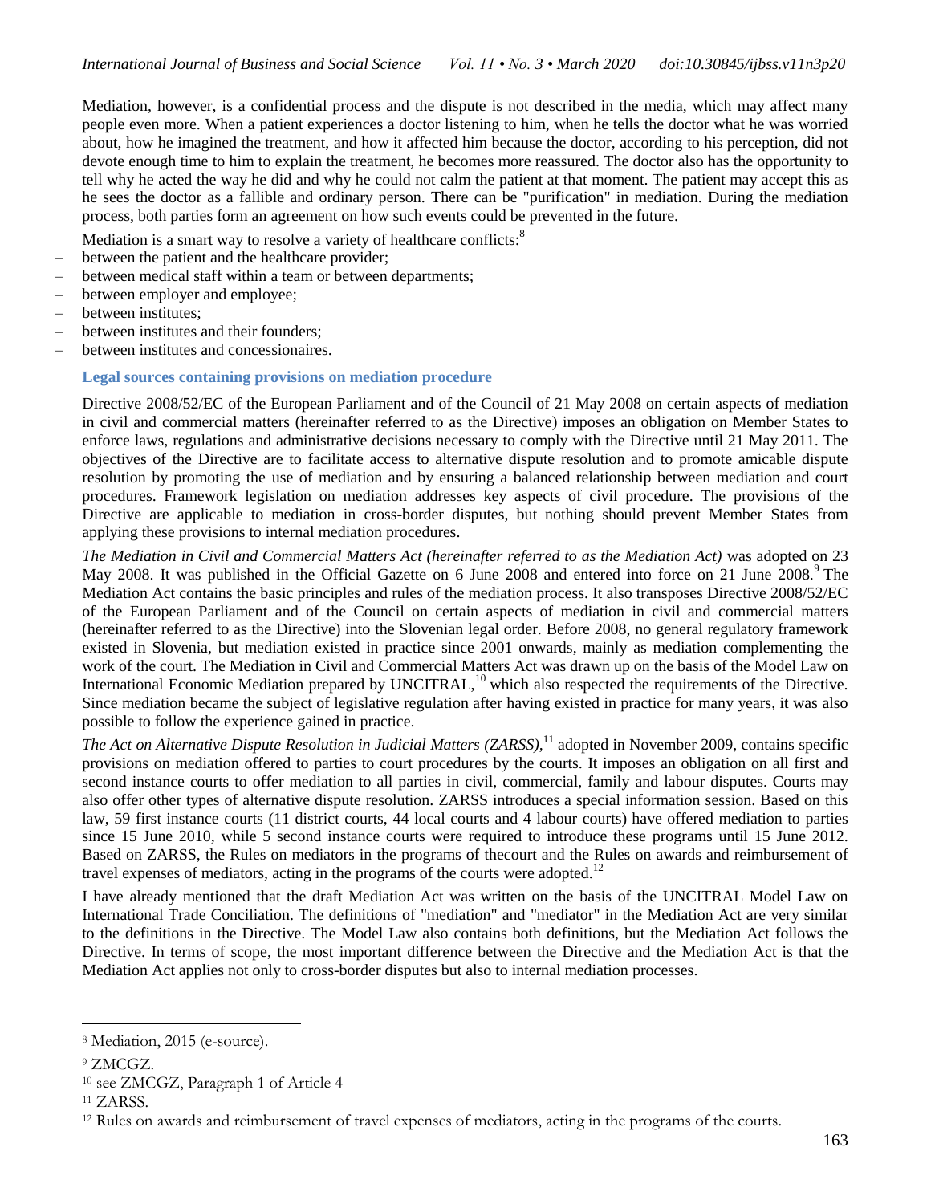Mediation, however, is a confidential process and the dispute is not described in the media, which may affect many people even more. When a patient experiences a doctor listening to him, when he tells the doctor what he was worried about, how he imagined the treatment, and how it affected him because the doctor, according to his perception, did not devote enough time to him to explain the treatment, he becomes more reassured. The doctor also has the opportunity to tell why he acted the way he did and why he could not calm the patient at that moment. The patient may accept this as he sees the doctor as a fallible and ordinary person. There can be "purification" in mediation. During the mediation process, both parties form an agreement on how such events could be prevented in the future.

Mediation is a smart way to resolve a variety of healthcare conflicts:[8]

- between the patient and the healthcare provider;
- between medical staff within a team or between departments;
- between employer and employee;
- between institutes;
- between institutes and their founders;
- between institutes and concessionaires.

### Legal sources containing provisions on mediation procedure

Directive 2008/52/EC of the European Parliament and of the Council of 21 May 2008 on certain aspects of mediation in civil and commercial matters (hereinafter referred to as the Directive) imposes an obligation on Member States to enforce laws, regulations and administrative decisions necessary to comply with the Directive until 21 May 2011. The objectives of the Directive are to facilitate access to alternative dispute resolution and to promote amicable dispute resolution by promoting the use of mediation and by ensuring a balanced relationship between mediation and court procedures. Framework legislation on mediation addresses key aspects of civil procedure. The provisions of the Directive are applicable to mediation in cross-border disputes, but nothing should prevent Member States from applying these provisions to internal mediation procedures.

*The Mediation in Civil and Commercial Matters Act (hereinafter referred to as the Mediation Act)* was adopted on 23 May 2008. It was published in the Official Gazette on 6 June 2008 and entered into force on 21 June 2008.[9] The Mediation Act contains the basic principles and rules of the mediation process. It also transposes Directive 2008/52/EC of the European Parliament and of the Council on certain aspects of mediation in civil and commercial matters (hereinafter referred to as the Directive) into the Slovenian legal order. Before 2008, no general regulatory framework existed in Slovenia, but mediation existed in practice since 2001 onwards, mainly as mediation complementing the work of the court. The Mediation in Civil and Commercial Matters Act was drawn up on the basis of the Model Law on International Economic Mediation prepared by UNCITRAL,[10] which also respected the requirements of the Directive. Since mediation became the subject of legislative regulation after having existed in practice for many years, it was also possible to follow the experience gained in practice.

*The Act on Alternative Dispute Resolution in Judicial Matters (ZARSS)*,[11] adopted in November 2009, contains specific provisions on mediation offered to parties to court procedures by the courts. It imposes an obligation on all first and second instance courts to offer mediation to all parties in civil, commercial, family and labour disputes. Courts may also offer other types of alternative dispute resolution. ZARSS introduces a special information session. Based on this law, 59 first instance courts (11 district courts, 44 local courts and 4 labour courts) have offered mediation to parties since 15 June 2010, while 5 second instance courts were required to introduce these programs until 15 June 2012. Based on ZARSS, the Rules on mediators in the programs of thecourt and the Rules on awards and reimbursement of travel expenses of mediators, acting in the programs of the courts were adopted.[12]

I have already mentioned that the draft Mediation Act was written on the basis of the UNCITRAL Model Law on International Trade Conciliation. The definitions of "mediation" and "mediator" in the Mediation Act are very similar to the definitions in the Directive. The Model Law also contains both definitions, but the Mediation Act follows the Directive. In terms of scope, the most important difference between the Directive and the Mediation Act is that the Mediation Act applies not only to cross-border disputes but also to internal mediation processes.

---

[8] Mediation, 2015 (e-source).

[9] ZMCGZ.

[10] see ZMCGZ, Paragraph 1 of Article 4

[11] ZARSS.

[12] Rules on awards and reimbursement of travel expenses of mediators, acting in the programs of the courts.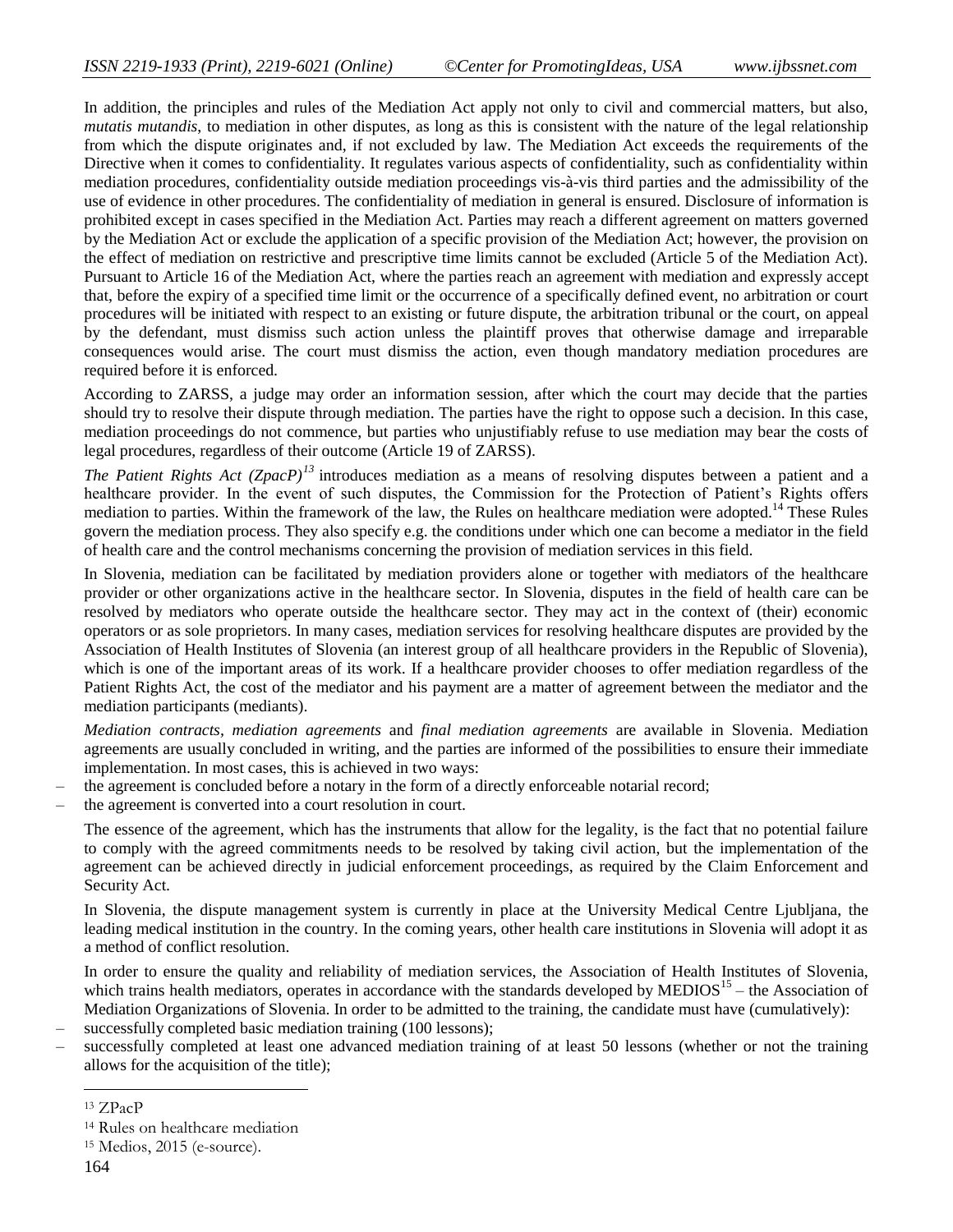In addition, the principles and rules of the Mediation Act apply not only to civil and commercial matters, but also, *mutatis mutandis*, to mediation in other disputes, as long as this is consistent with the nature of the legal relationship from which the dispute originates and, if not excluded by law. The Mediation Act exceeds the requirements of the Directive when it comes to confidentiality. It regulates various aspects of confidentiality, such as confidentiality within mediation procedures, confidentiality outside mediation proceedings vis-à-vis third parties and the admissibility of the use of evidence in other procedures. The confidentiality of mediation in general is ensured. Disclosure of information is prohibited except in cases specified in the Mediation Act. Parties may reach a different agreement on matters governed by the Mediation Act or exclude the application of a specific provision of the Mediation Act; however, the provision on the effect of mediation on restrictive and prescriptive time limits cannot be excluded (Article 5 of the Mediation Act). Pursuant to Article 16 of the Mediation Act, where the parties reach an agreement with mediation and expressly accept that, before the expiry of a specified time limit or the occurrence of a specifically defined event, no arbitration or court procedures will be initiated with respect to an existing or future dispute, the arbitration tribunal or the court, on appeal by the defendant, must dismiss such action unless the plaintiff proves that otherwise damage and irreparable consequences would arise. The court must dismiss the action, even though mandatory mediation procedures are required before it is enforced.

According to ZARSS, a judge may order an information session, after which the court may decide that the parties should try to resolve their dispute through mediation. The parties have the right to oppose such a decision. In this case, mediation proceedings do not commence, but parties who unjustifiably refuse to use mediation may bear the costs of legal procedures, regardless of their outcome (Article 19 of ZARSS).

*The Patient Rights Act (ZpacP)*[13] introduces mediation as a means of resolving disputes between a patient and a healthcare provider. In the event of such disputes, the Commission for the Protection of Patient's Rights offers mediation to parties. Within the framework of the law, the Rules on healthcare mediation were adopted.[14] These Rules govern the mediation process. They also specify e.g. the conditions under which one can become a mediator in the field of health care and the control mechanisms concerning the provision of mediation services in this field.

In Slovenia, mediation can be facilitated by mediation providers alone or together with mediators of the healthcare provider or other organizations active in the healthcare sector. In Slovenia, disputes in the field of health care can be resolved by mediators who operate outside the healthcare sector. They may act in the context of (their) economic operators or as sole proprietors. In many cases, mediation services for resolving healthcare disputes are provided by the Association of Health Institutes of Slovenia (an interest group of all healthcare providers in the Republic of Slovenia), which is one of the important areas of its work. If a healthcare provider chooses to offer mediation regardless of the Patient Rights Act, the cost of the mediator and his payment are a matter of agreement between the mediator and the mediation participants (mediants).

*Mediation contracts*, *mediation agreements* and *final mediation agreements* are available in Slovenia. Mediation agreements are usually concluded in writing, and the parties are informed of the possibilities to ensure their immediate implementation. In most cases, this is achieved in two ways:

- the agreement is concluded before a notary in the form of a directly enforceable notarial record;
- the agreement is converted into a court resolution in court.

The essence of the agreement, which has the instruments that allow for the legality, is the fact that no potential failure to comply with the agreed commitments needs to be resolved by taking civil action, but the implementation of the agreement can be achieved directly in judicial enforcement proceedings, as required by the Claim Enforcement and Security Act.

In Slovenia, the dispute management system is currently in place at the University Medical Centre Ljubljana, the leading medical institution in the country. In the coming years, other health care institutions in Slovenia will adopt it as a method of conflict resolution.

In order to ensure the quality and reliability of mediation services, the Association of Health Institutes of Slovenia, which trains health mediators, operates in accordance with the standards developed by MEDIOS[15] – the Association of Mediation Organizations of Slovenia. In order to be admitted to the training, the candidate must have (cumulatively):

- successfully completed basic mediation training (100 lessons);
- successfully completed at least one advanced mediation training of at least 50 lessons (whether or not the training allows for the acquisition of the title);

---

[13] ZPacP

[14] Rules on healthcare mediation

[15] Medios, 2015 (e-source).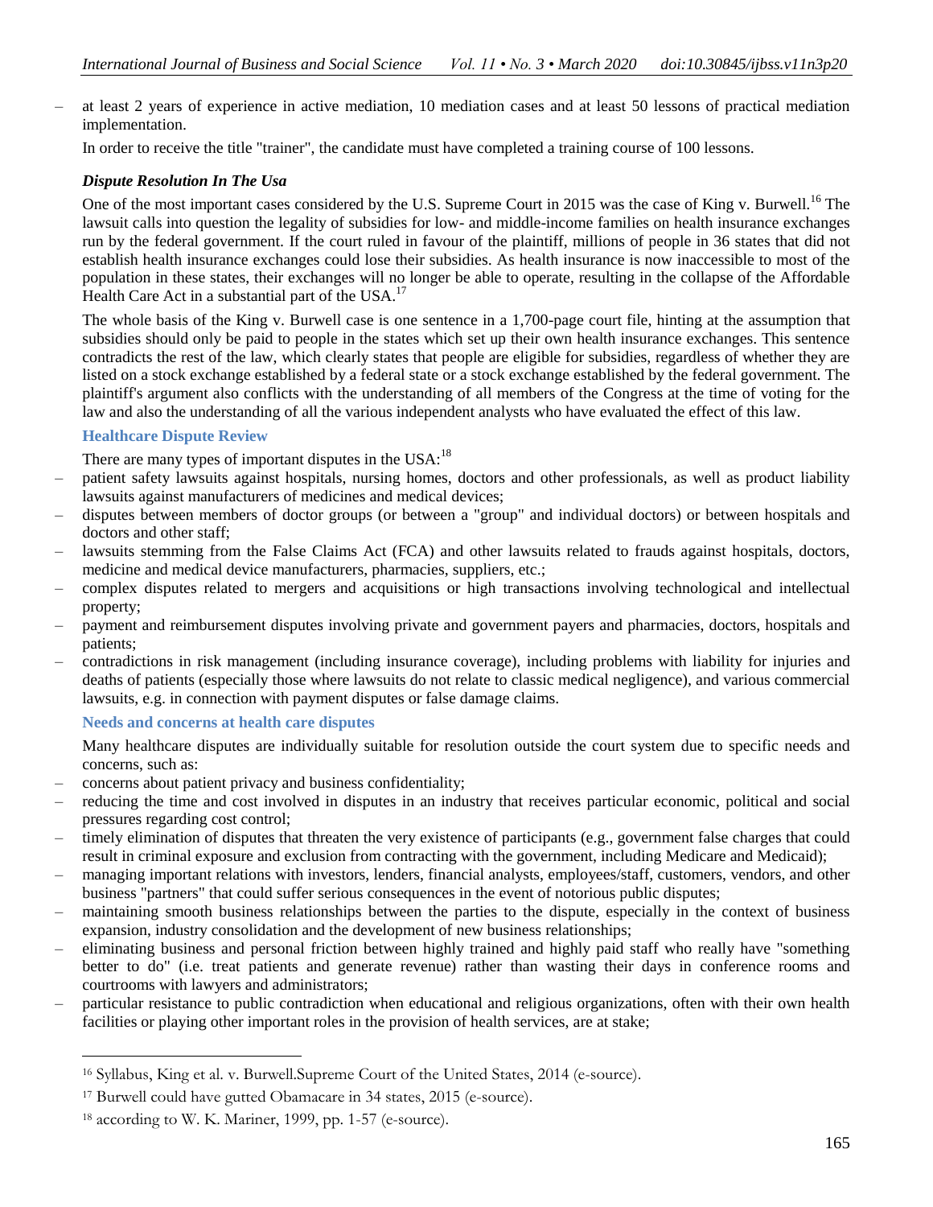- at least 2 years of experience in active mediation, 10 mediation cases and at least 50 lessons of practical mediation implementation.

In order to receive the title "trainer", the candidate must have completed a training course of 100 lessons.

### *Dispute Resolution In The Usa*

One of the most important cases considered by the U.S. Supreme Court in 2015 was the case of King v. Burwell.[16] The lawsuit calls into question the legality of subsidies for low- and middle-income families on health insurance exchanges run by the federal government. If the court ruled in favour of the plaintiff, millions of people in 36 states that did not establish health insurance exchanges could lose their subsidies. As health insurance is now inaccessible to most of the population in these states, their exchanges will no longer be able to operate, resulting in the collapse of the Affordable Health Care Act in a substantial part of the USA.[17]

The whole basis of the King v. Burwell case is one sentence in a 1,700-page court file, hinting at the assumption that subsidies should only be paid to people in the states which set up their own health insurance exchanges. This sentence contradicts the rest of the law, which clearly states that people are eligible for subsidies, regardless of whether they are listed on a stock exchange established by a federal state or a stock exchange established by the federal government. The plaintiff's argument also conflicts with the understanding of all members of the Congress at the time of voting for the law and also the understanding of all the various independent analysts who have evaluated the effect of this law.

#### Healthcare Dispute Review

There are many types of important disputes in the USA:[18]

- patient safety lawsuits against hospitals, nursing homes, doctors and other professionals, as well as product liability lawsuits against manufacturers of medicines and medical devices;
- disputes between members of doctor groups (or between a "group" and individual doctors) or between hospitals and doctors and other staff;
- lawsuits stemming from the False Claims Act (FCA) and other lawsuits related to frauds against hospitals, doctors, medicine and medical device manufacturers, pharmacies, suppliers, etc.;
- complex disputes related to mergers and acquisitions or high transactions involving technological and intellectual property;
- payment and reimbursement disputes involving private and government payers and pharmacies, doctors, hospitals and patients;
- contradictions in risk management (including insurance coverage), including problems with liability for injuries and deaths of patients (especially those where lawsuits do not relate to classic medical negligence), and various commercial lawsuits, e.g. in connection with payment disputes or false damage claims.

#### Needs and concerns at health care disputes

Many healthcare disputes are individually suitable for resolution outside the court system due to specific needs and concerns, such as:

- concerns about patient privacy and business confidentiality;
- reducing the time and cost involved in disputes in an industry that receives particular economic, political and social pressures regarding cost control;
- timely elimination of disputes that threaten the very existence of participants (e.g., government false charges that could result in criminal exposure and exclusion from contracting with the government, including Medicare and Medicaid);
- managing important relations with investors, lenders, financial analysts, employees/staff, customers, vendors, and other business "partners" that could suffer serious consequences in the event of notorious public disputes;
- maintaining smooth business relationships between the parties to the dispute, especially in the context of business expansion, industry consolidation and the development of new business relationships;
- eliminating business and personal friction between highly trained and highly paid staff who really have "something better to do" (i.e. treat patients and generate revenue) rather than wasting their days in conference rooms and courtrooms with lawyers and administrators;
- particular resistance to public contradiction when educational and religious organizations, often with their own health facilities or playing other important roles in the provision of health services, are at stake;

---

[16] Syllabus, King et al. v. Burwell.Supreme Court of the United States, 2014 (e-source).

[17] Burwell could have gutted Obamacare in 34 states, 2015 (e-source).

[18] according to W. K. Mariner, 1999, pp. 1-57 (e-source).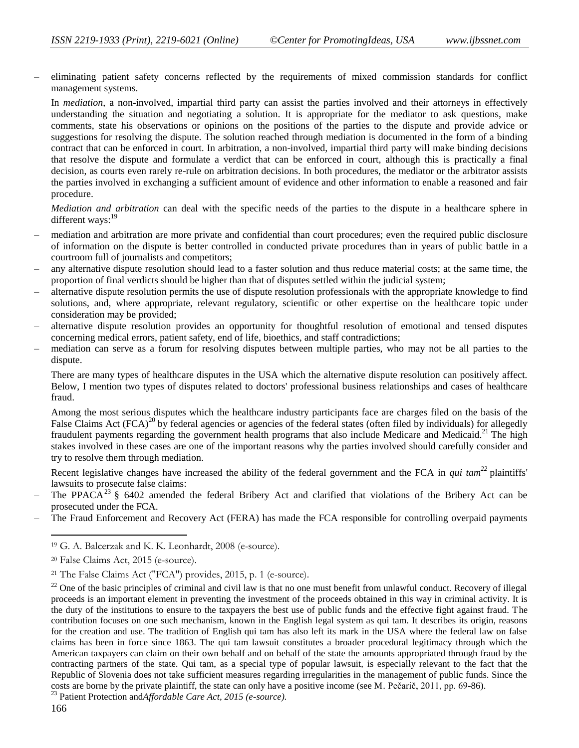– eliminating patient safety concerns reflected by the requirements of mixed commission standards for conflict management systems.

In *mediation*, a non-involved, impartial third party can assist the parties involved and their attorneys in effectively understanding the situation and negotiating a solution. It is appropriate for the mediator to ask questions, make comments, state his observations or opinions on the positions of the parties to the dispute and provide advice or suggestions for resolving the dispute. The solution reached through mediation is documented in the form of a binding contract that can be enforced in court. In arbitration, a non-involved, impartial third party will make binding decisions that resolve the dispute and formulate a verdict that can be enforced in court, although this is practically a final decision, as courts even rarely re-rule on arbitration decisions. In both procedures, the mediator or the arbitrator assists the parties involved in exchanging a sufficient amount of evidence and other information to enable a reasoned and fair procedure.

*Mediation and arbitration* can deal with the specific needs of the parties to the dispute in a healthcare sphere in different ways:[19]

– mediation and arbitration are more private and confidential than court procedures; even the required public disclosure of information on the dispute is better controlled in conducted private procedures than in years of public battle in a courtroom full of journalists and competitors;
– any alternative dispute resolution should lead to a faster solution and thus reduce material costs; at the same time, the proportion of final verdicts should be higher than that of disputes settled within the judicial system;
– alternative dispute resolution permits the use of dispute resolution professionals with the appropriate knowledge to find solutions, and, where appropriate, relevant regulatory, scientific or other expertise on the healthcare topic under consideration may be provided;
– alternative dispute resolution provides an opportunity for thoughtful resolution of emotional and tensed disputes concerning medical errors, patient safety, end of life, bioethics, and staff contradictions;
– mediation can serve as a forum for resolving disputes between multiple parties, who may not be all parties to the dispute.

There are many types of healthcare disputes in the USA which the alternative dispute resolution can positively affect. Below, I mention two types of disputes related to doctors' professional business relationships and cases of healthcare fraud.

Among the most serious disputes which the healthcare industry participants face are charges filed on the basis of the False Claims Act (FCA)[20] by federal agencies or agencies of the federal states (often filed by individuals) for allegedly fraudulent payments regarding the government health programs that also include Medicare and Medicaid.[21] The high stakes involved in these cases are one of the important reasons why the parties involved should carefully consider and try to resolve them through mediation.

Recent legislative changes have increased the ability of the federal government and the FCA in *qui tam*[22] plaintiffs' lawsuits to prosecute false claims:

– The PPACA[23] § 6402 amended the federal Bribery Act and clarified that violations of the Bribery Act can be prosecuted under the FCA.
– The Fraud Enforcement and Recovery Act (FERA) has made the FCA responsible for controlling overpaid payments

---

[19] G. A. Balcerzak and K. K. Leonhardt, 2008 (e-source).

[20] False Claims Act, 2015 (e-source).

[21] The False Claims Act ("FCA") provides, 2015, p. 1 (e-source).

[22] One of the basic principles of criminal and civil law is that no one must benefit from unlawful conduct. Recovery of illegal proceeds is an important element in preventing the investment of the proceeds obtained in this way in criminal activity. It is the duty of the institutions to ensure to the taxpayers the best use of public funds and the effective fight against fraud. The contribution focuses on one such mechanism, known in the English legal system as qui tam. It describes its origin, reasons for the creation and use. The tradition of English qui tam has also left its mark in the USA where the federal law on false claims has been in force since 1863. The qui tam lawsuit constitutes a broader procedural legitimacy through which the American taxpayers can claim on their own behalf and on behalf of the state the amounts appropriated through fraud by the contracting partners of the state. Qui tam, as a special type of popular lawsuit, is especially relevant to the fact that the Republic of Slovenia does not take sufficient measures regarding irregularities in the management of public funds. Since the costs are borne by the private plaintiff, the state can only have a positive income (see M. Pečarič, 2011, pp. 69-86).

[23] Patient Protection and *Affordable Care Act, 2015 (e-source).*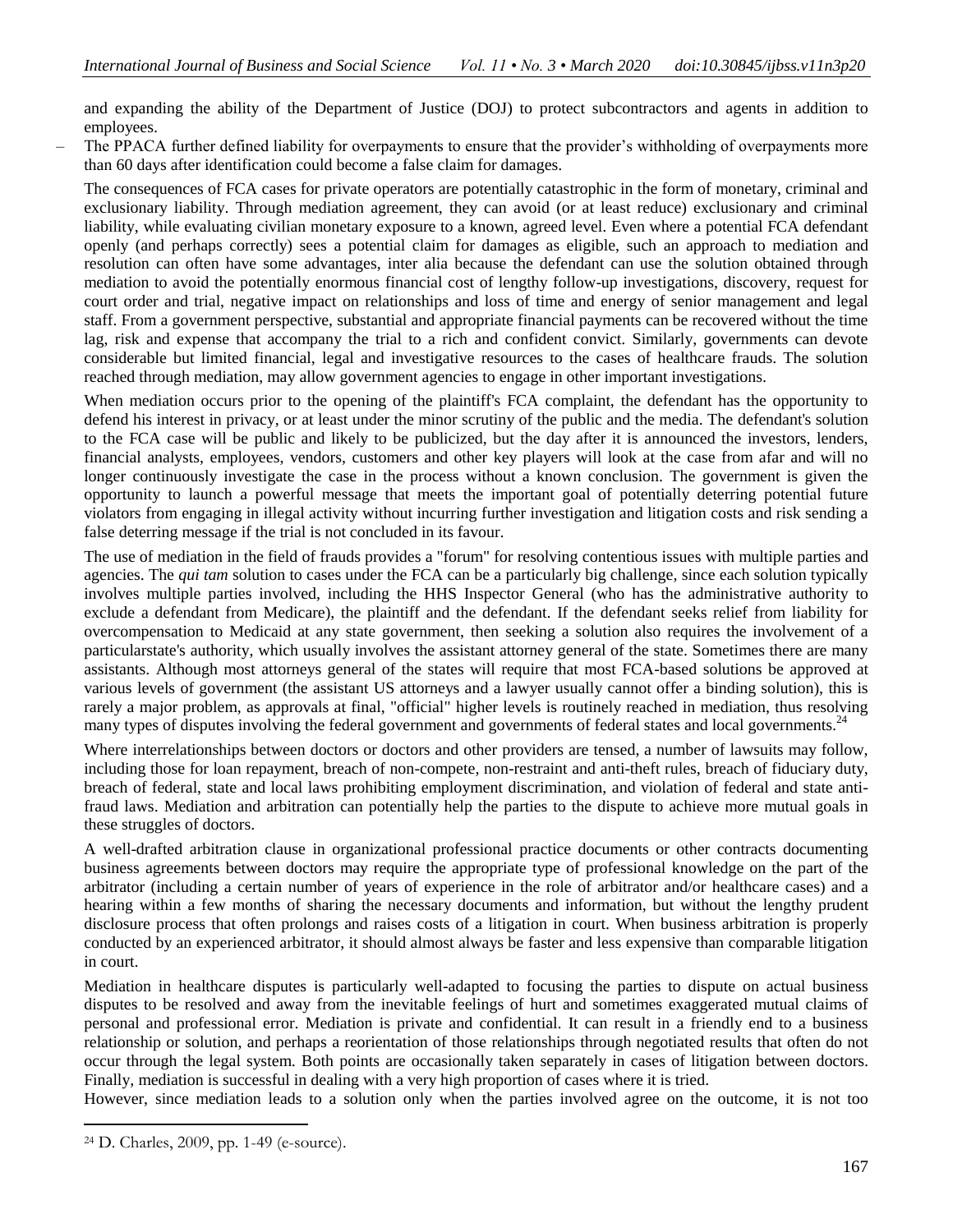and expanding the ability of the Department of Justice (DOJ) to protect subcontractors and agents in addition to employees.

- The PPACA further defined liability for overpayments to ensure that the provider's withholding of overpayments more than 60 days after identification could become a false claim for damages.

The consequences of FCA cases for private operators are potentially catastrophic in the form of monetary, criminal and exclusionary liability. Through mediation agreement, they can avoid (or at least reduce) exclusionary and criminal liability, while evaluating civilian monetary exposure to a known, agreed level. Even where a potential FCA defendant openly (and perhaps correctly) sees a potential claim for damages as eligible, such an approach to mediation and resolution can often have some advantages, inter alia because the defendant can use the solution obtained through mediation to avoid the potentially enormous financial cost of lengthy follow-up investigations, discovery, request for court order and trial, negative impact on relationships and loss of time and energy of senior management and legal staff. From a government perspective, substantial and appropriate financial payments can be recovered without the time lag, risk and expense that accompany the trial to a rich and confident convict. Similarly, governments can devote considerable but limited financial, legal and investigative resources to the cases of healthcare frauds. The solution reached through mediation, may allow government agencies to engage in other important investigations.

When mediation occurs prior to the opening of the plaintiff's FCA complaint, the defendant has the opportunity to defend his interest in privacy, or at least under the minor scrutiny of the public and the media. The defendant's solution to the FCA case will be public and likely to be publicized, but the day after it is announced the investors, lenders, financial analysts, employees, vendors, customers and other key players will look at the case from afar and will no longer continuously investigate the case in the process without a known conclusion. The government is given the opportunity to launch a powerful message that meets the important goal of potentially deterring potential future violators from engaging in illegal activity without incurring further investigation and litigation costs and risk sending a false deterring message if the trial is not concluded in its favour.

The use of mediation in the field of frauds provides a "forum" for resolving contentious issues with multiple parties and agencies. The *qui tam* solution to cases under the FCA can be a particularly big challenge, since each solution typically involves multiple parties involved, including the HHS Inspector General (who has the administrative authority to exclude a defendant from Medicare), the plaintiff and the defendant. If the defendant seeks relief from liability for overcompensation to Medicaid at any state government, then seeking a solution also requires the involvement of a particularstate's authority, which usually involves the assistant attorney general of the state. Sometimes there are many assistants. Although most attorneys general of the states will require that most FCA-based solutions be approved at various levels of government (the assistant US attorneys and a lawyer usually cannot offer a binding solution), this is rarely a major problem, as approvals at final, "official" higher levels is routinely reached in mediation, thus resolving many types of disputes involving the federal government and governments of federal states and local governments.[24]

Where interrelationships between doctors or doctors and other providers are tensed, a number of lawsuits may follow, including those for loan repayment, breach of non-compete, non-restraint and anti-theft rules, breach of fiduciary duty, breach of federal, state and local laws prohibiting employment discrimination, and violation of federal and state anti-fraud laws. Mediation and arbitration can potentially help the parties to the dispute to achieve more mutual goals in these struggles of doctors.

A well-drafted arbitration clause in organizational professional practice documents or other contracts documenting business agreements between doctors may require the appropriate type of professional knowledge on the part of the arbitrator (including a certain number of years of experience in the role of arbitrator and/or healthcare cases) and a hearing within a few months of sharing the necessary documents and information, but without the lengthy prudent disclosure process that often prolongs and raises costs of a litigation in court. When business arbitration is properly conducted by an experienced arbitrator, it should almost always be faster and less expensive than comparable litigation in court.

Mediation in healthcare disputes is particularly well-adapted to focusing the parties to dispute on actual business disputes to be resolved and away from the inevitable feelings of hurt and sometimes exaggerated mutual claims of personal and professional error. Mediation is private and confidential. It can result in a friendly end to a business relationship or solution, and perhaps a reorientation of those relationships through negotiated results that often do not occur through the legal system. Both points are occasionally taken separately in cases of litigation between doctors. Finally, mediation is successful in dealing with a very high proportion of cases where it is tried.

However, since mediation leads to a solution only when the parties involved agree on the outcome, it is not too

---

[24] D. Charles, 2009, pp. 1-49 (e-source).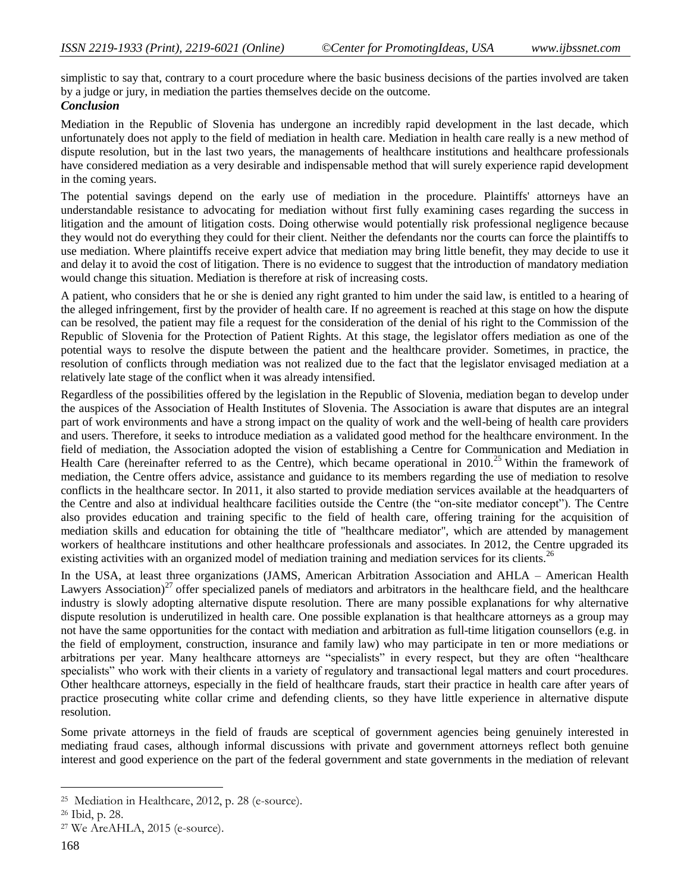simplistic to say that, contrary to a court procedure where the basic business decisions of the parties involved are taken by a judge or jury, in mediation the parties themselves decide on the outcome.

### *Conclusion*

Mediation in the Republic of Slovenia has undergone an incredibly rapid development in the last decade, which unfortunately does not apply to the field of mediation in health care. Mediation in health care really is a new method of dispute resolution, but in the last two years, the managements of healthcare institutions and healthcare professionals have considered mediation as a very desirable and indispensable method that will surely experience rapid development in the coming years.

The potential savings depend on the early use of mediation in the procedure. Plaintiffs' attorneys have an understandable resistance to advocating for mediation without first fully examining cases regarding the success in litigation and the amount of litigation costs. Doing otherwise would potentially risk professional negligence because they would not do everything they could for their client. Neither the defendants nor the courts can force the plaintiffs to use mediation. Where plaintiffs receive expert advice that mediation may bring little benefit, they may decide to use it and delay it to avoid the cost of litigation. There is no evidence to suggest that the introduction of mandatory mediation would change this situation. Mediation is therefore at risk of increasing costs.

A patient, who considers that he or she is denied any right granted to him under the said law, is entitled to a hearing of the alleged infringement, first by the provider of health care. If no agreement is reached at this stage on how the dispute can be resolved, the patient may file a request for the consideration of the denial of his right to the Commission of the Republic of Slovenia for the Protection of Patient Rights. At this stage, the legislator offers mediation as one of the potential ways to resolve the dispute between the patient and the healthcare provider. Sometimes, in practice, the resolution of conflicts through mediation was not realized due to the fact that the legislator envisaged mediation at a relatively late stage of the conflict when it was already intensified.

Regardless of the possibilities offered by the legislation in the Republic of Slovenia, mediation began to develop under the auspices of the Association of Health Institutes of Slovenia. The Association is aware that disputes are an integral part of work environments and have a strong impact on the quality of work and the well-being of health care providers and users. Therefore, it seeks to introduce mediation as a validated good method for the healthcare environment. In the field of mediation, the Association adopted the vision of establishing a Centre for Communication and Mediation in Health Care (hereinafter referred to as the Centre), which became operational in 2010.[25] Within the framework of mediation, the Centre offers advice, assistance and guidance to its members regarding the use of mediation to resolve conflicts in the healthcare sector. In 2011, it also started to provide mediation services available at the headquarters of the Centre and also at individual healthcare facilities outside the Centre (the "on-site mediator concept"). The Centre also provides education and training specific to the field of health care, offering training for the acquisition of mediation skills and education for obtaining the title of "healthcare mediator", which are attended by management workers of healthcare institutions and other healthcare professionals and associates. In 2012, the Centre upgraded its existing activities with an organized model of mediation training and mediation services for its clients.[26]

In the USA, at least three organizations (JAMS, American Arbitration Association and AHLA – American Health Lawyers Association)[27] offer specialized panels of mediators and arbitrators in the healthcare field, and the healthcare industry is slowly adopting alternative dispute resolution. There are many possible explanations for why alternative dispute resolution is underutilized in health care. One possible explanation is that healthcare attorneys as a group may not have the same opportunities for the contact with mediation and arbitration as full-time litigation counsellors (e.g. in the field of employment, construction, insurance and family law) who may participate in ten or more mediations or arbitrations per year. Many healthcare attorneys are "specialists" in every respect, but they are often "healthcare specialists" who work with their clients in a variety of regulatory and transactional legal matters and court procedures. Other healthcare attorneys, especially in the field of healthcare frauds, start their practice in health care after years of practice prosecuting white collar crime and defending clients, so they have little experience in alternative dispute resolution.

Some private attorneys in the field of frauds are sceptical of government agencies being genuinely interested in mediating fraud cases, although informal discussions with private and government attorneys reflect both genuine interest and good experience on the part of the federal government and state governments in the mediation of relevant

---

[25] Mediation in Healthcare, 2012, p. 28 (e-source).

[26] Ibid, p. 28.

[27] We AreAHLA, 2015 (e-source).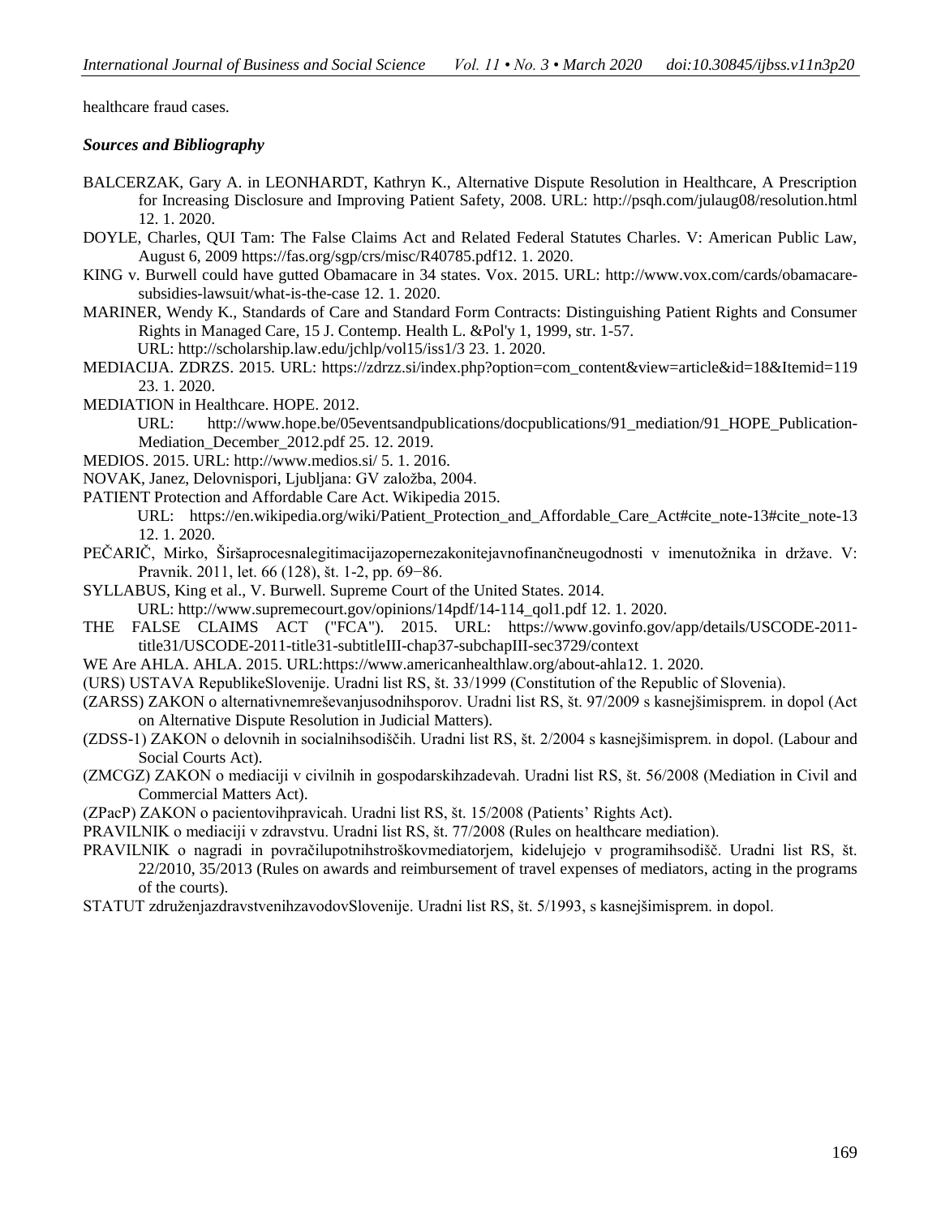healthcare fraud cases.

***Sources and Bibliography***

BALCERZAK, Gary A. in LEONHARDT, Kathryn K., Alternative Dispute Resolution in Healthcare, A Prescription for Increasing Disclosure and Improving Patient Safety, 2008. URL: http://psqh.com/julaug08/resolution.html 12. 1. 2020.

DOYLE, Charles, QUI Tam: The False Claims Act and Related Federal Statutes Charles. V: American Public Law, August 6, 2009 https://fas.org/sgp/crs/misc/R40785.pdf12. 1. 2020.

KING v. Burwell could have gutted Obamacare in 34 states. Vox. 2015. URL: http://www.vox.com/cards/obamacare-subsidies-lawsuit/what-is-the-case 12. 1. 2020.

MARINER, Wendy K., Standards of Care and Standard Form Contracts: Distinguishing Patient Rights and Consumer Rights in Managed Care, 15 J. Contemp. Health L. &Pol'y 1, 1999, str. 1-57.
URL: http://scholarship.law.edu/jchlp/vol15/iss1/3 23. 1. 2020.

MEDIACIJA. ZDRZS. 2015. URL: https://zdrzz.si/index.php?option=com_content&view=article&id=18&Itemid=119 23. 1. 2020.

MEDIATION in Healthcare. HOPE. 2012.
URL: http://www.hope.be/05eventsandpublications/docpublications/91_mediation/91_HOPE_Publication-Mediation_December_2012.pdf 25. 12. 2019.

MEDIOS. 2015. URL: http://www.medios.si/ 5. 1. 2016.

NOVAK, Janez, Delovnispori, Ljubljana: GV založba, 2004.

PATIENT Protection and Affordable Care Act. Wikipedia 2015.
URL: https://en.wikipedia.org/wiki/Patient_Protection_and_Affordable_Care_Act#cite_note-13#cite_note-13 12. 1. 2020.

PEČARIČ, Mirko, Širšaprocesnalegitimacijazopernezakonitejavnofinančneugodnosti v imenutožnika in države. V: Pravnik. 2011, let. 66 (128), št. 1-2, pp. 69−86.

SYLLABUS, King et al., V. Burwell. Supreme Court of the United States. 2014.
URL: http://www.supremecourt.gov/opinions/14pdf/14-114_qol1.pdf 12. 1. 2020.

THE FALSE CLAIMS ACT ("FCA"). 2015. URL: https://www.govinfo.gov/app/details/USCODE-2011-title31/USCODE-2011-title31-subtitleIII-chap37-subchapIII-sec3729/context

WE Are AHLA. AHLA. 2015. URL:https://www.americanhealthlaw.org/about-ahla12. 1. 2020.

(URS) USTAVA RepublikeSlovenije. Uradni list RS, št. 33/1999 (Constitution of the Republic of Slovenia).

(ZARSS) ZAKON o alternativnemreševanjusodnihsporov. Uradni list RS, št. 97/2009 s kasnejšimisprem. in dopol (Act on Alternative Dispute Resolution in Judicial Matters).

(ZDSS-1) ZAKON o delovnih in socialnihsodiščih. Uradni list RS, št. 2/2004 s kasnejšimisprem. in dopol. (Labour and Social Courts Act).

(ZMCGZ) ZAKON o mediaciji v civilnih in gospodarskihzadevah. Uradni list RS, št. 56/2008 (Mediation in Civil and Commercial Matters Act).

(ZPacP) ZAKON o pacientovihpravicah. Uradni list RS, št. 15/2008 (Patients' Rights Act).

PRAVILNIK o mediaciji v zdravstvu. Uradni list RS, št. 77/2008 (Rules on healthcare mediation).

PRAVILNIK o nagradi in povračilupotnihstroškovmediatorjem, kidelujejo v programihsodišč. Uradni list RS, št. 22/2010, 35/2013 (Rules on awards and reimbursement of travel expenses of mediators, acting in the programs of the courts).

STATUT združenjazdravstvenihzavodovSlovenije. Uradni list RS, št. 5/1993, s kasnejšimisprem. in dopol.